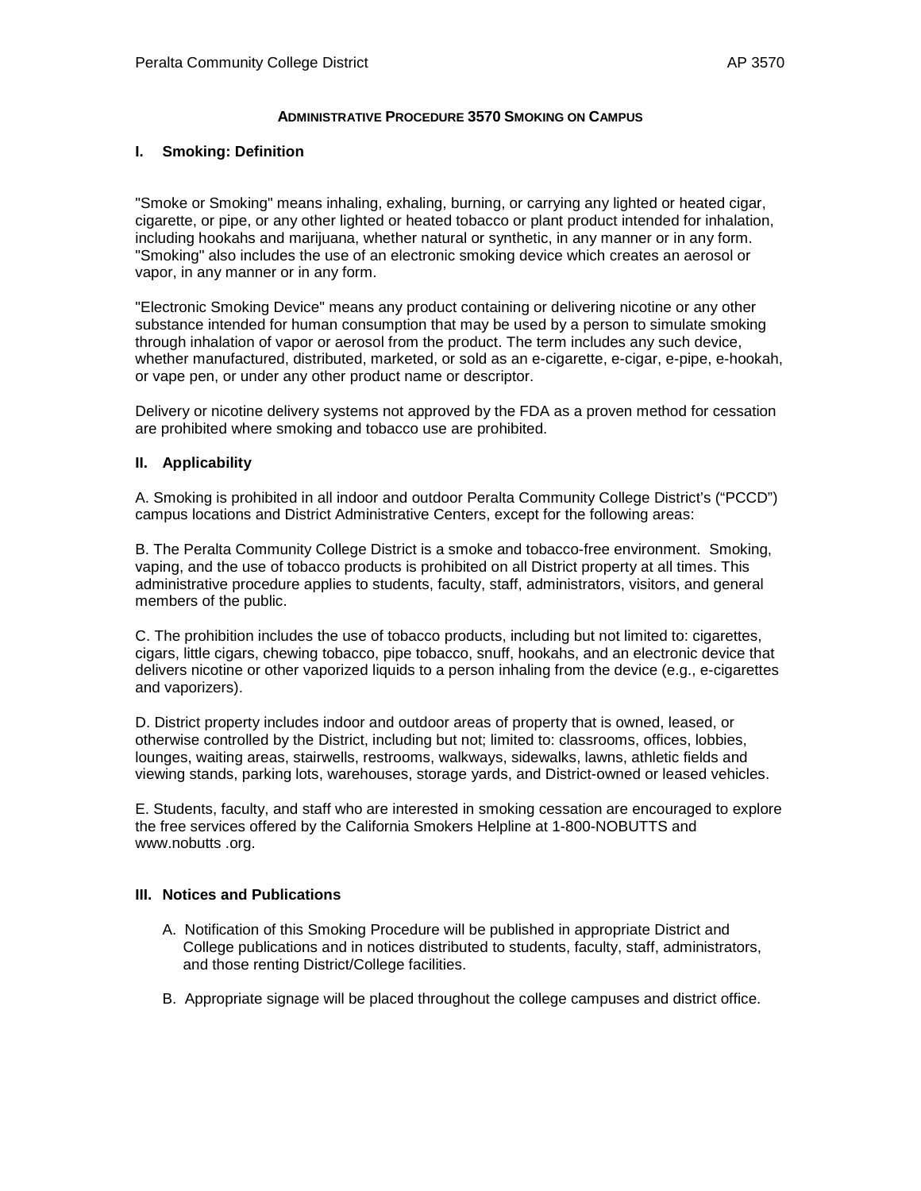# ADMINISTRATIVE PROCEDURE 3570 SMOKING ON CAMPUS

## I. Smoking: Definition

"Smoke or Smoking" means inhaling, exhaling, burning, or carrying any lighted or heated cigar, cigarette, or pipe, or any other lighted or heated tobacco or plant product intended for inhalation, including hookahs and marijuana, whether natural or synthetic, in any manner or in any form. "Smoking" also includes the use of an electronic smoking device which creates an aerosol or vapor, in any manner or in any form.

"Electronic Smoking Device" means any product containing or delivering nicotine or any other substance intended for human consumption that may be used by a person to simulate smoking through inhalation of vapor or aerosol from the product. The term includes any such device, whether manufactured, distributed, marketed, or sold as an e-cigarette, e-cigar, e-pipe, e-hookah, or vape pen, or under any other product name or descriptor.

Delivery or nicotine delivery systems not approved by the FDA as a proven method for cessation are prohibited where smoking and tobacco use are prohibited.

## II. Applicability

A. Smoking is prohibited in all indoor and outdoor Peralta Community College District's ("PCCD") campus locations and District Administrative Centers, except for the following areas:

B. The Peralta Community College District is a smoke and tobacco-free environment. Smoking, vaping, and the use of tobacco products is prohibited on all District property at all times. This administrative procedure applies to students, faculty, staff, administrators, visitors, and general members of the public.

C. The prohibition includes the use of tobacco products, including but not limited to: cigarettes, cigars, little cigars, chewing tobacco, pipe tobacco, snuff, hookahs, and an electronic device that delivers nicotine or other vaporized liquids to a person inhaling from the device (e.g., e-cigarettes and vaporizers).

D. District property includes indoor and outdoor areas of property that is owned, leased, or otherwise controlled by the District, including but not; limited to: classrooms, offices, lobbies, lounges, waiting areas, stairwells, restrooms, walkways, sidewalks, lawns, athletic fields and viewing stands, parking lots, warehouses, storage yards, and District-owned or leased vehicles.

E. Students, faculty, and staff who are interested in smoking cessation are encouraged to explore the free services offered by the California Smokers Helpline at 1-800-NOBUTTS and www.nobutts .org.

## III. Notices and Publications

A. Notification of this Smoking Procedure will be published in appropriate District and College publications and in notices distributed to students, faculty, staff, administrators, and those renting District/College facilities.

B. Appropriate signage will be placed throughout the college campuses and district office.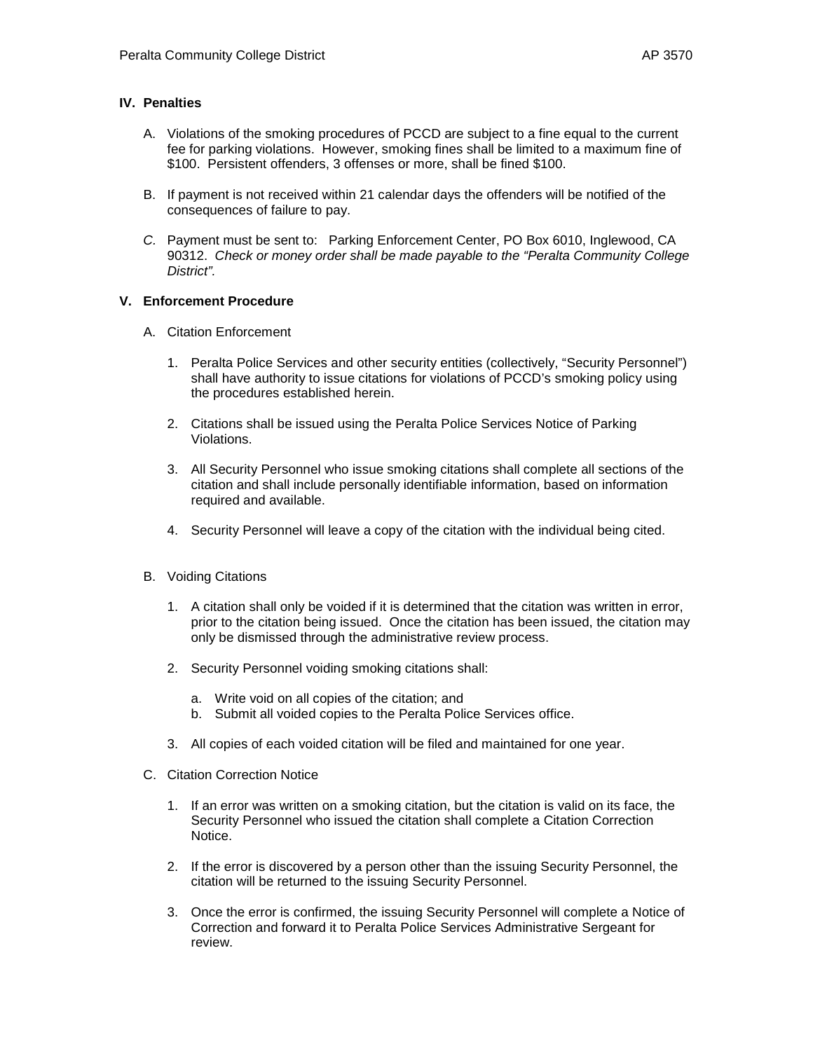## IV. Penalties

A. Violations of the smoking procedures of PCCD are subject to a fine equal to the current fee for parking violations. However, smoking fines shall be limited to a maximum fine of $100. Persistent offenders, 3 offenses or more, shall be fined $100.

B. If payment is not received within 21 calendar days the offenders will be notified of the consequences of failure to pay.

*C.* Payment must be sent to: Parking Enforcement Center, PO Box 6010, Inglewood, CA 90312. *Check or money order shall be made payable to the "Peralta Community College District".*

## V. Enforcement Procedure

A. Citation Enforcement

1. Peralta Police Services and other security entities (collectively, "Security Personnel") shall have authority to issue citations for violations of PCCD's smoking policy using the procedures established herein.

2. Citations shall be issued using the Peralta Police Services Notice of Parking Violations.

3. All Security Personnel who issue smoking citations shall complete all sections of the citation and shall include personally identifiable information, based on information required and available.

4. Security Personnel will leave a copy of the citation with the individual being cited.

B. Voiding Citations

1. A citation shall only be voided if it is determined that the citation was written in error, prior to the citation being issued. Once the citation has been issued, the citation may only be dismissed through the administrative review process.

2. Security Personnel voiding smoking citations shall:

   a. Write void on all copies of the citation; and
   b. Submit all voided copies to the Peralta Police Services office.

3. All copies of each voided citation will be filed and maintained for one year.

C. Citation Correction Notice

1. If an error was written on a smoking citation, but the citation is valid on its face, the Security Personnel who issued the citation shall complete a Citation Correction Notice.

2. If the error is discovered by a person other than the issuing Security Personnel, the citation will be returned to the issuing Security Personnel.

3. Once the error is confirmed, the issuing Security Personnel will complete a Notice of Correction and forward it to Peralta Police Services Administrative Sergeant for review.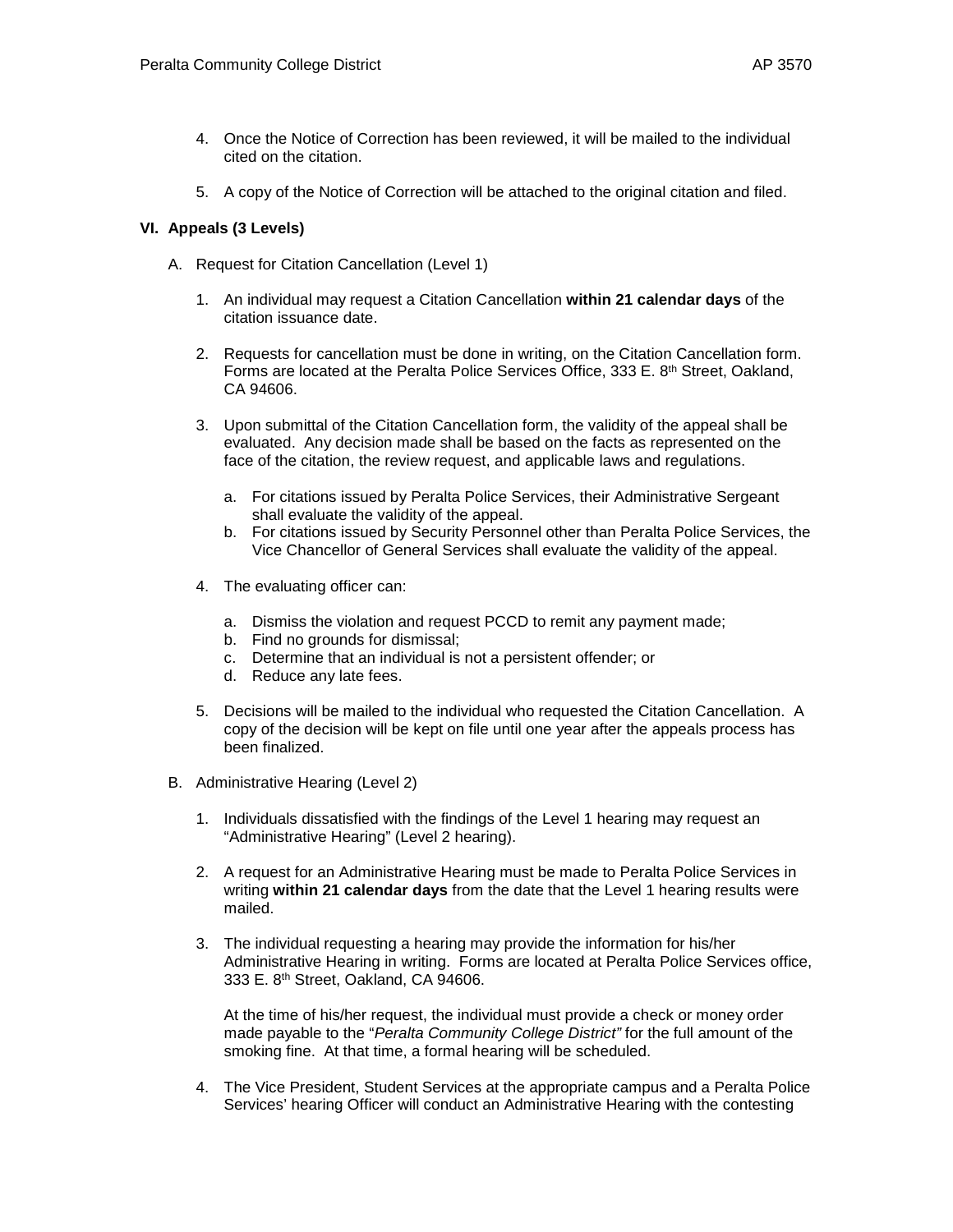4. Once the Notice of Correction has been reviewed, it will be mailed to the individual cited on the citation.

5. A copy of the Notice of Correction will be attached to the original citation and filed.

**VI. Appeals (3 Levels)**

A. Request for Citation Cancellation (Level 1)

1. An individual may request a Citation Cancellation **within 21 calendar days** of the citation issuance date.

2. Requests for cancellation must be done in writing, on the Citation Cancellation form. Forms are located at the Peralta Police Services Office, 333 E. 8th Street, Oakland, CA 94606.

3. Upon submittal of the Citation Cancellation form, the validity of the appeal shall be evaluated. Any decision made shall be based on the facts as represented on the face of the citation, the review request, and applicable laws and regulations.

   a. For citations issued by Peralta Police Services, their Administrative Sergeant shall evaluate the validity of the appeal.
   b. For citations issued by Security Personnel other than Peralta Police Services, the Vice Chancellor of General Services shall evaluate the validity of the appeal.

4. The evaluating officer can:

   a. Dismiss the violation and request PCCD to remit any payment made;
   b. Find no grounds for dismissal;
   c. Determine that an individual is not a persistent offender; or
   d. Reduce any late fees.

5. Decisions will be mailed to the individual who requested the Citation Cancellation. A copy of the decision will be kept on file until one year after the appeals process has been finalized.

B. Administrative Hearing (Level 2)

1. Individuals dissatisfied with the findings of the Level 1 hearing may request an "Administrative Hearing" (Level 2 hearing).

2. A request for an Administrative Hearing must be made to Peralta Police Services in writing **within 21 calendar days** from the date that the Level 1 hearing results were mailed.

3. The individual requesting a hearing may provide the information for his/her Administrative Hearing in writing. Forms are located at Peralta Police Services office, 333 E. 8th Street, Oakland, CA 94606.

   At the time of his/her request, the individual must provide a check or money order made payable to the "*Peralta Community College District"* for the full amount of the smoking fine. At that time, a formal hearing will be scheduled.

4. The Vice President, Student Services at the appropriate campus and a Peralta Police Services' hearing Officer will conduct an Administrative Hearing with the contesting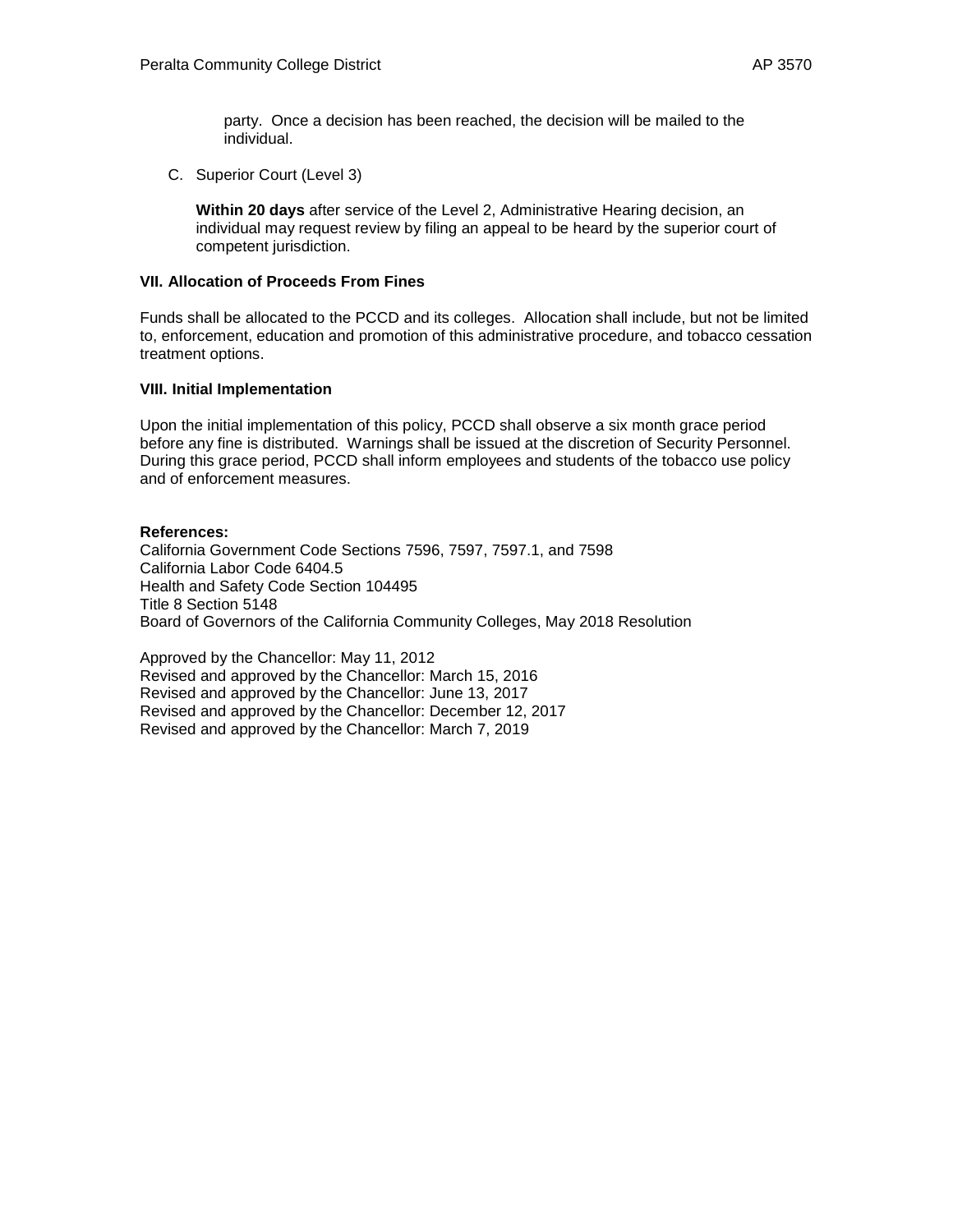party. Once a decision has been reached, the decision will be mailed to the individual.

C. Superior Court (Level 3)

   **Within 20 days** after service of the Level 2, Administrative Hearing decision, an individual may request review by filing an appeal to be heard by the superior court of competent jurisdiction.

**VII. Allocation of Proceeds From Fines**

Funds shall be allocated to the PCCD and its colleges. Allocation shall include, but not be limited to, enforcement, education and promotion of this administrative procedure, and tobacco cessation treatment options.

**VIII. Initial Implementation**

Upon the initial implementation of this policy, PCCD shall observe a six month grace period before any fine is distributed. Warnings shall be issued at the discretion of Security Personnel. During this grace period, PCCD shall inform employees and students of the tobacco use policy and of enforcement measures.

**References:**
California Government Code Sections 7596, 7597, 7597.1, and 7598
California Labor Code 6404.5
Health and Safety Code Section 104495
Title 8 Section 5148
Board of Governors of the California Community Colleges, May 2018 Resolution

Approved by the Chancellor: May 11, 2012
Revised and approved by the Chancellor: March 15, 2016
Revised and approved by the Chancellor: June 13, 2017
Revised and approved by the Chancellor: December 12, 2017
Revised and approved by the Chancellor: March 7, 2019